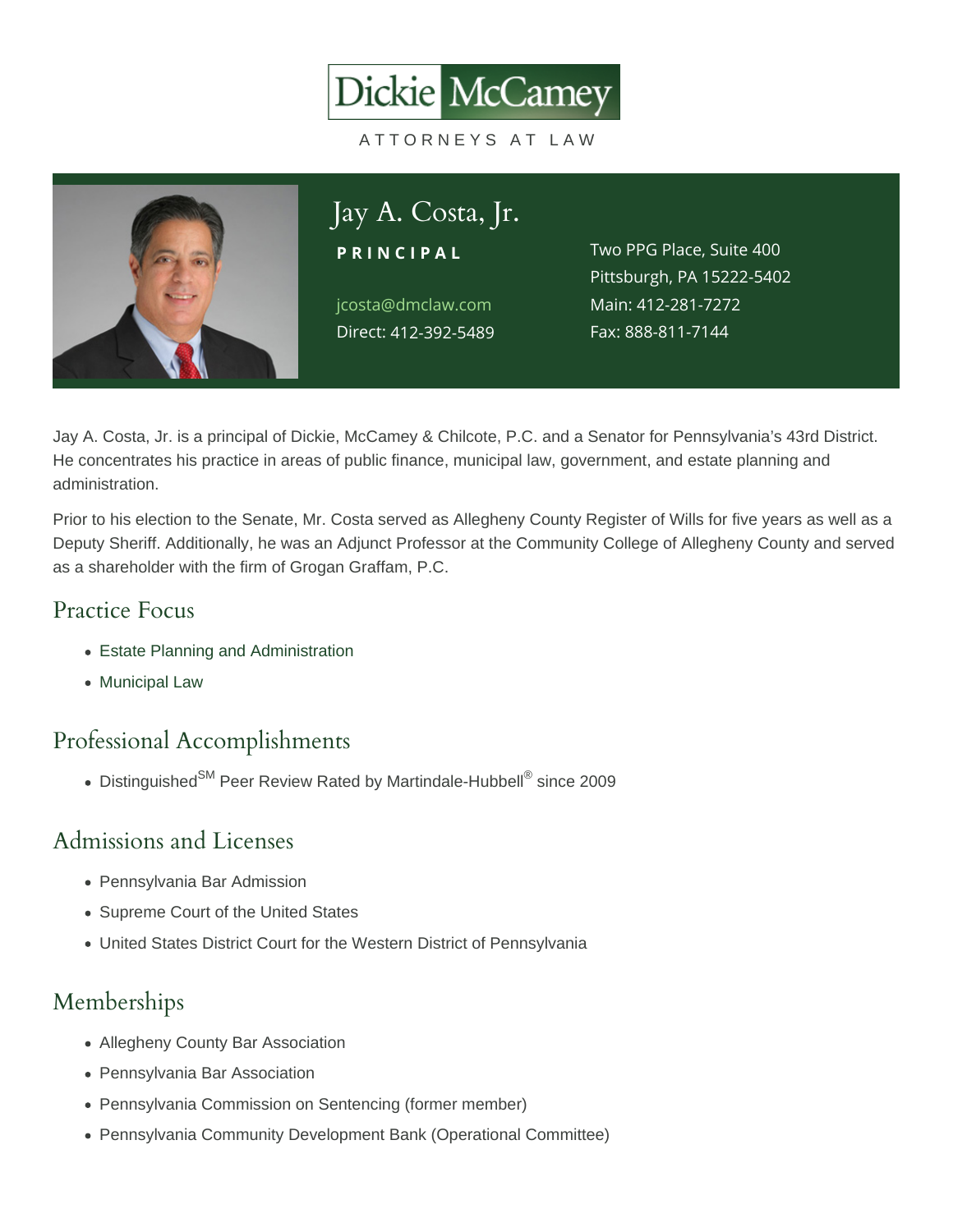Dickie McCamey

ATTORNEYS AT LAW

# Jay A. Costa, Jr.

**PRINCIPAL**

jcosta@dmclaw.com
Direct: 412-392-5489

Two PPG Place, Suite 400
Pittsburgh, PA 15222-5402
Main: 412-281-7272
Fax: 888-811-7144

Jay A. Costa, Jr. is a principal of Dickie, McCamey & Chilcote, P.C. and a Senator for Pennsylvania's 43rd District. He concentrates his practice in areas of public finance, municipal law, government, and estate planning and administration.

Prior to his election to the Senate, Mr. Costa served as Allegheny County Register of Wills for five years as well as a Deputy Sheriff. Additionally, he was an Adjunct Professor at the Community College of Allegheny County and served as a shareholder with the firm of Grogan Graffam, P.C.

## Practice Focus

- Estate Planning and Administration
- Municipal Law

## Professional Accomplishments

- Distinguished℠ Peer Review Rated by Martindale-Hubbell® since 2009

## Admissions and Licenses

- Pennsylvania Bar Admission
- Supreme Court of the United States
- United States District Court for the Western District of Pennsylvania

## Memberships

- Allegheny County Bar Association
- Pennsylvania Bar Association
- Pennsylvania Commission on Sentencing (former member)
- Pennsylvania Community Development Bank (Operational Committee)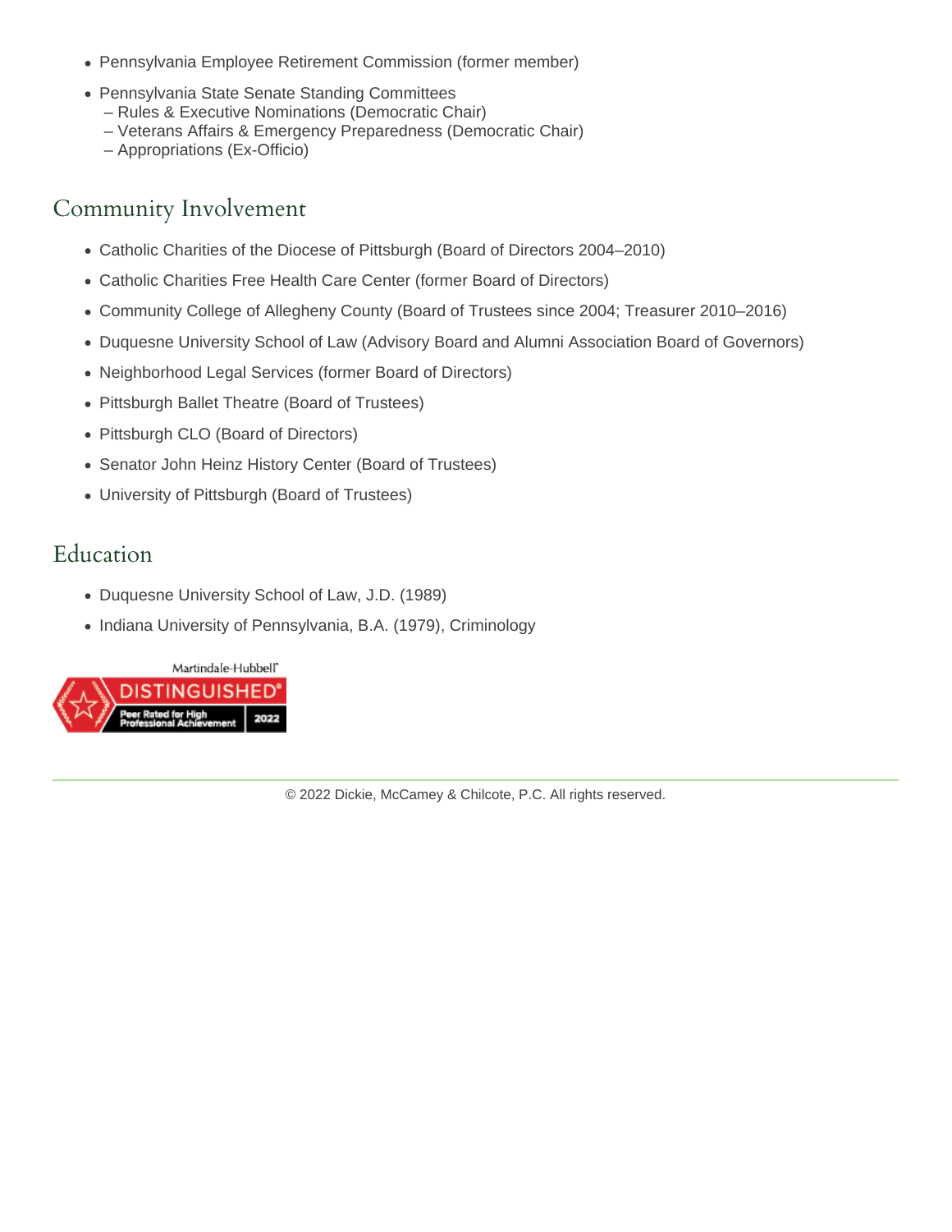- Pennsylvania Employee Retirement Commission (former member)
- Pennsylvania State Senate Standing Committees
  – Rules & Executive Nominations (Democratic Chair)
  – Veterans Affairs & Emergency Preparedness (Democratic Chair)
  – Appropriations (Ex-Officio)

## Community Involvement

- Catholic Charities of the Diocese of Pittsburgh (Board of Directors 2004–2010)
- Catholic Charities Free Health Care Center (former Board of Directors)
- Community College of Allegheny County (Board of Trustees since 2004; Treasurer 2010–2016)
- Duquesne University School of Law (Advisory Board and Alumni Association Board of Governors)
- Neighborhood Legal Services (former Board of Directors)
- Pittsburgh Ballet Theatre (Board of Trustees)
- Pittsburgh CLO (Board of Directors)
- Senator John Heinz History Center (Board of Trustees)
- University of Pittsburgh (Board of Trustees)

## Education

- Duquesne University School of Law, J.D. (1989)
- Indiana University of Pennsylvania, B.A. (1979), Criminology

Martindale-Hubbell®
DISTINGUISHED®
Peer Rated for High Professional Achievement
2022

© 2022 Dickie, McCamey & Chilcote, P.C. All rights reserved.